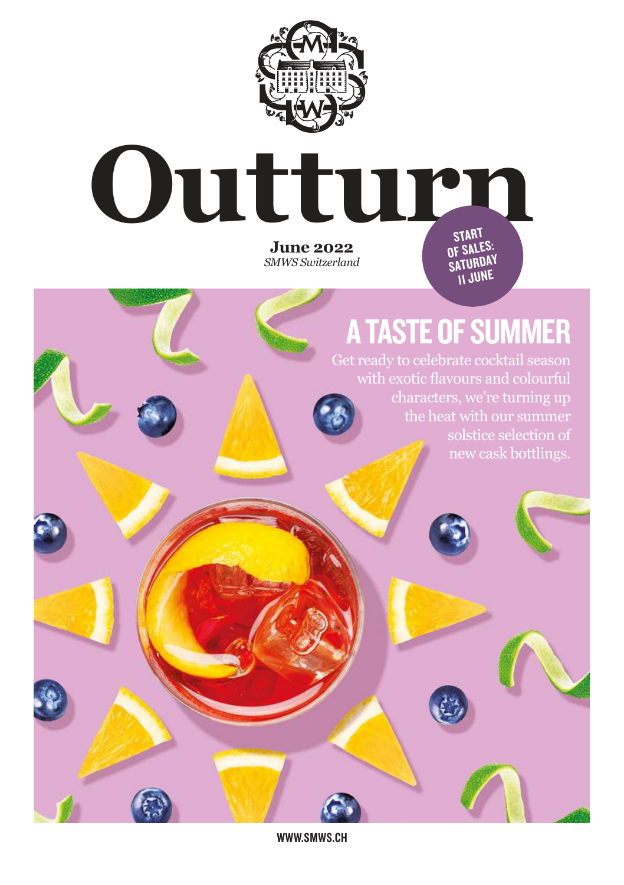# Outturn

**June 2022**
*SMWS Switzerland*

START OF SALES: SATURDAY 11 JUNE

## A TASTE OF SUMMER

Get ready to celebrate cocktail season with exotic flavours and colourful characters, we're turning up the heat with our summer solstice selection of new cask bottlings.

WWW.SMWS.CH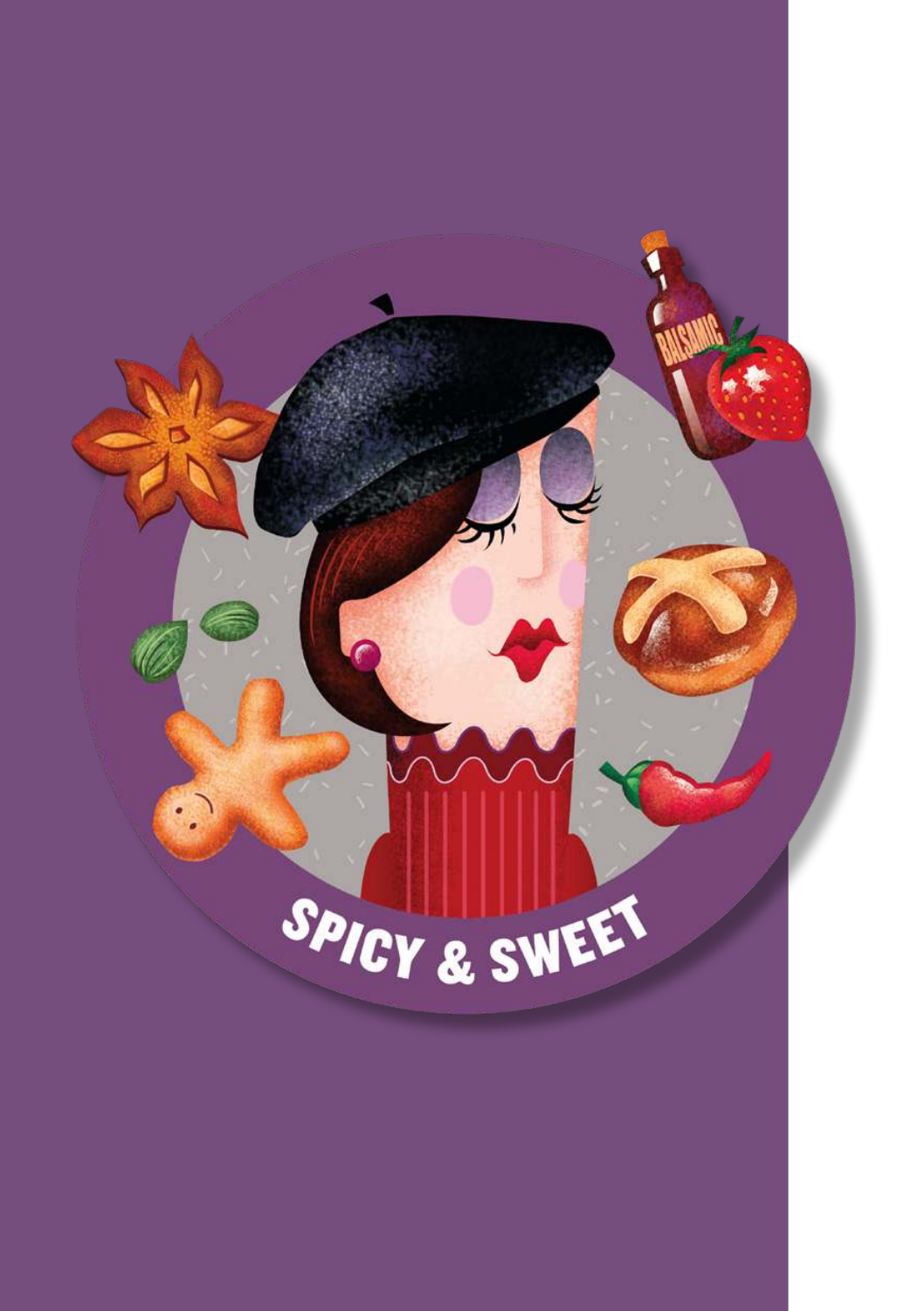# SPICY & SWEET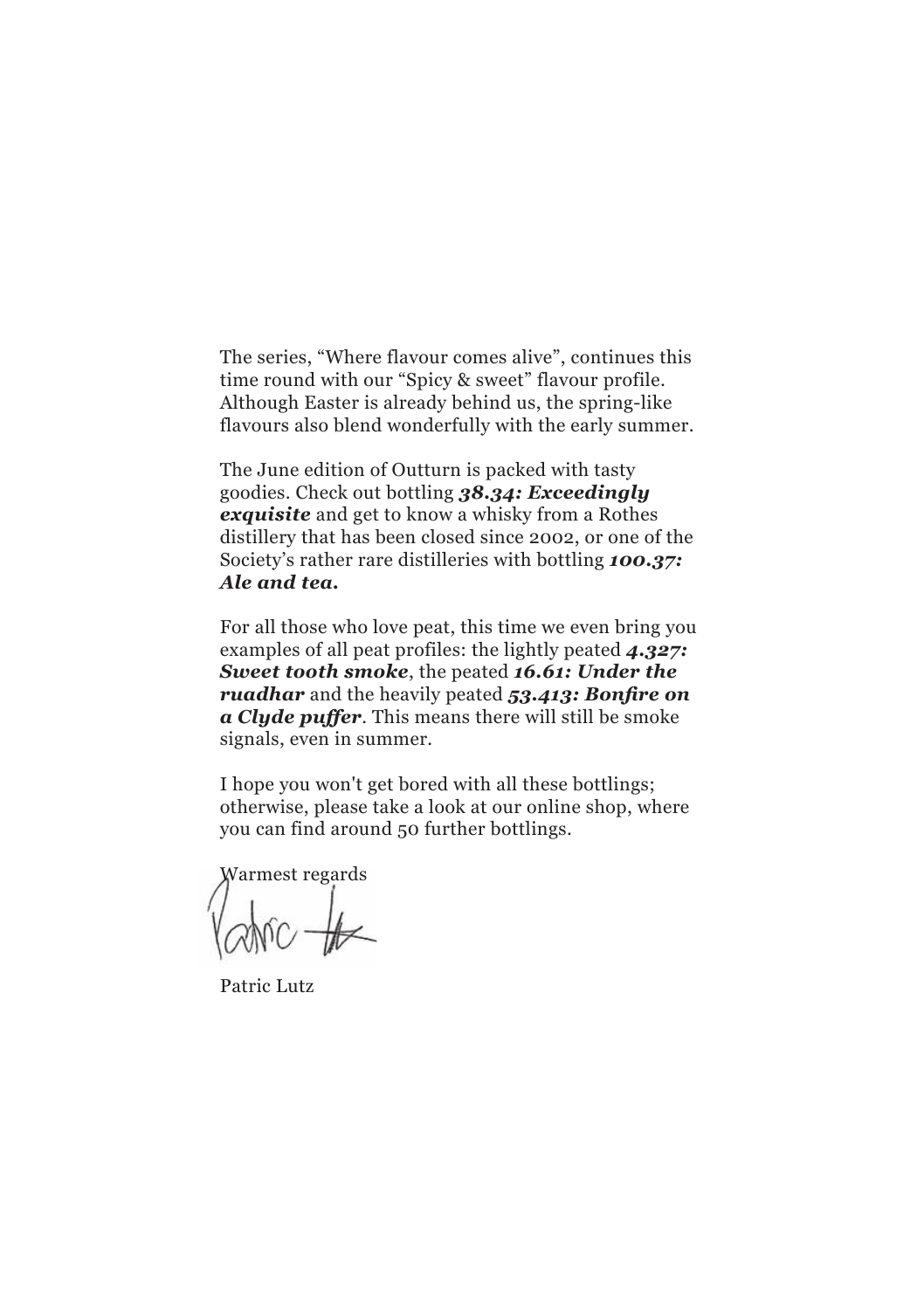The series, “Where flavour comes alive”, continues this time round with our “Spicy & sweet” flavour profile. Although Easter is already behind us, the spring-like flavours also blend wonderfully with the early summer.

The June edition of Outturn is packed with tasty goodies. Check out bottling ***38.34: Exceedingly exquisite*** and get to know a whisky from a Rothes distillery that has been closed since 2002, or one of the Society’s rather rare distilleries with bottling ***100.37: Ale and tea.***

For all those who love peat, this time we even bring you examples of all peat profiles: the lightly peated ***4.327: Sweet tooth smoke***, the peated ***16.61: Under the ruadhar*** and the heavily peated ***53.413: Bonfire on a Clyde puffer***. This means there will still be smoke signals, even in summer.

I hope you won't get bored with all these bottlings; otherwise, please take a look at our online shop, where you can find around 50 further bottlings.

Warmest regards

Patric Lutz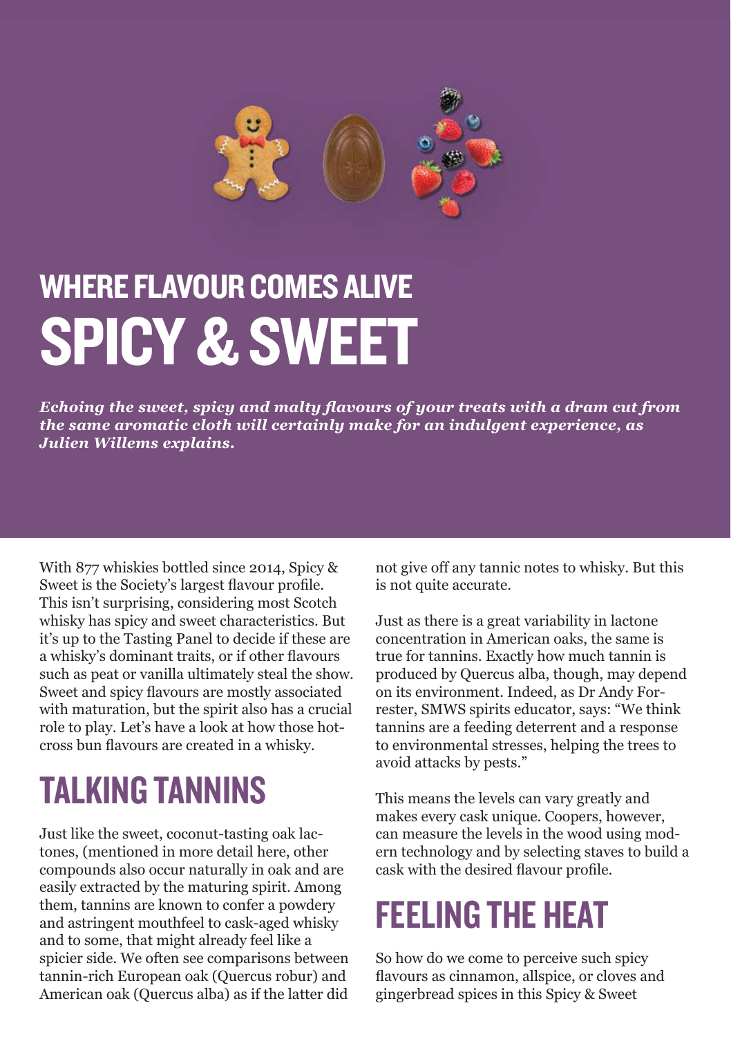## WHERE FLAVOUR COMES ALIVE

# SPICY & SWEET

***Echoing the sweet, spicy and malty flavours of your treats with a dram cut from the same aromatic cloth will certainly make for an indulgent experience, as Julien Willems explains.***

With 877 whiskies bottled since 2014, Spicy & Sweet is the Society's largest flavour profile. This isn't surprising, considering most Scotch whisky has spicy and sweet characteristics. But it's up to the Tasting Panel to decide if these are a whisky's dominant traits, or if other flavours such as peat or vanilla ultimately steal the show. Sweet and spicy flavours are mostly associated with maturation, but the spirit also has a crucial role to play. Let's have a look at how those hot-cross bun flavours are created in a whisky.

## TALKING TANNINS

Just like the sweet, coconut-tasting oak lactones, (mentioned in more detail here, other compounds also occur naturally in oak and are easily extracted by the maturing spirit. Among them, tannins are known to confer a powdery and astringent mouthfeel to cask-aged whisky and to some, that might already feel like a spicier side. We often see comparisons between tannin-rich European oak (Quercus robur) and American oak (Quercus alba) as if the latter did not give off any tannic notes to whisky. But this is not quite accurate.

Just as there is a great variability in lactone concentration in American oaks, the same is true for tannins. Exactly how much tannin is produced by Quercus alba, though, may depend on its environment. Indeed, as Dr Andy Forrester, SMWS spirits educator, says: "We think tannins are a feeding deterrent and a response to environmental stresses, helping the trees to avoid attacks by pests."

This means the levels can vary greatly and makes every cask unique. Coopers, however, can measure the levels in the wood using modern technology and by selecting staves to build a cask with the desired flavour profile.

## FEELING THE HEAT

So how do we come to perceive such spicy flavours as cinnamon, allspice, or cloves and gingerbread spices in this Spicy & Sweet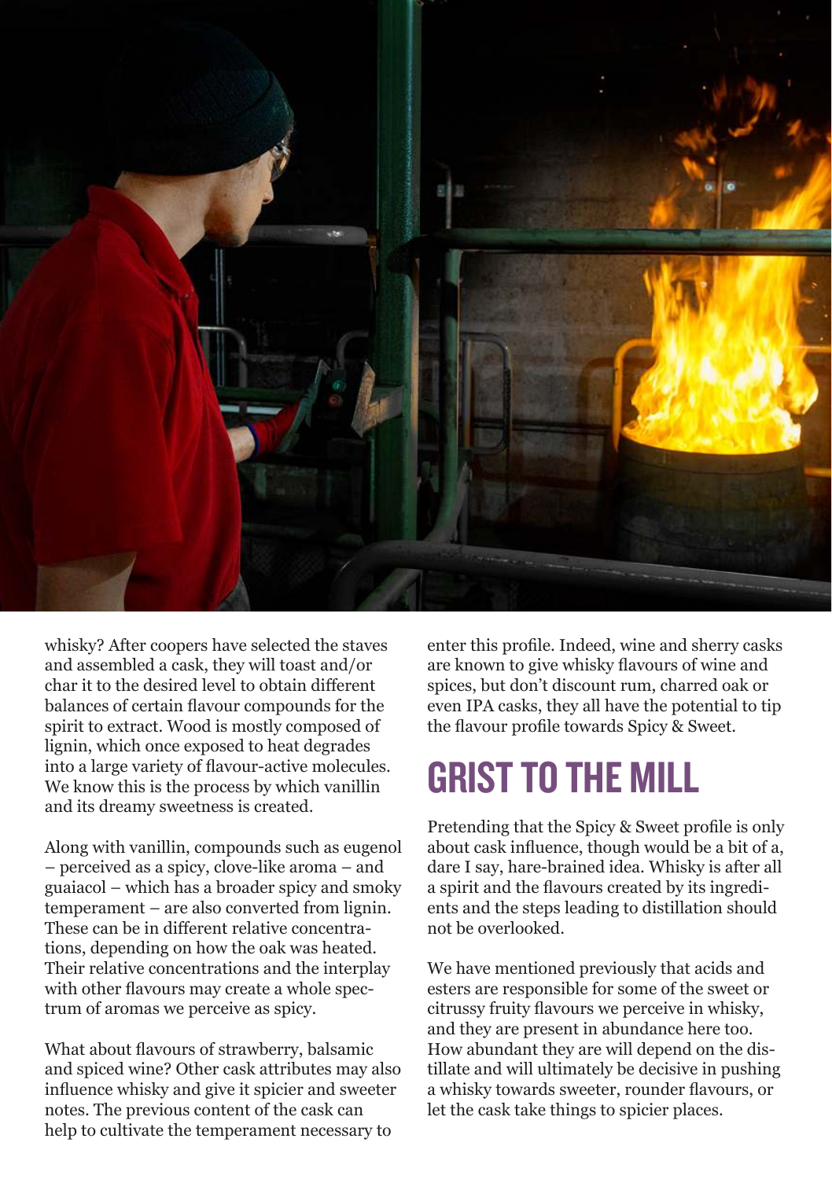whisky? After coopers have selected the staves and assembled a cask, they will toast and/or char it to the desired level to obtain different balances of certain flavour compounds for the spirit to extract. Wood is mostly composed of lignin, which once exposed to heat degrades into a large variety of flavour-active molecules. We know this is the process by which vanillin and its dreamy sweetness is created.

Along with vanillin, compounds such as eugenol – perceived as a spicy, clove-like aroma – and guaiacol – which has a broader spicy and smoky temperament – are also converted from lignin. These can be in different relative concentrations, depending on how the oak was heated. Their relative concentrations and the interplay with other flavours may create a whole spectrum of aromas we perceive as spicy.

What about flavours of strawberry, balsamic and spiced wine? Other cask attributes may also influence whisky and give it spicier and sweeter notes. The previous content of the cask can help to cultivate the temperament necessary to enter this profile. Indeed, wine and sherry casks are known to give whisky flavours of wine and spices, but don't discount rum, charred oak or even IPA casks, they all have the potential to tip the flavour profile towards Spicy & Sweet.

## GRIST TO THE MILL

Pretending that the Spicy & Sweet profile is only about cask influence, though would be a bit of a, dare I say, hare-brained idea. Whisky is after all a spirit and the flavours created by its ingredients and the steps leading to distillation should not be overlooked.

We have mentioned previously that acids and esters are responsible for some of the sweet or citrussy fruity flavours we perceive in whisky, and they are present in abundance here too. How abundant they are will depend on the distillate and will ultimately be decisive in pushing a whisky towards sweeter, rounder flavours, or let the cask take things to spicier places.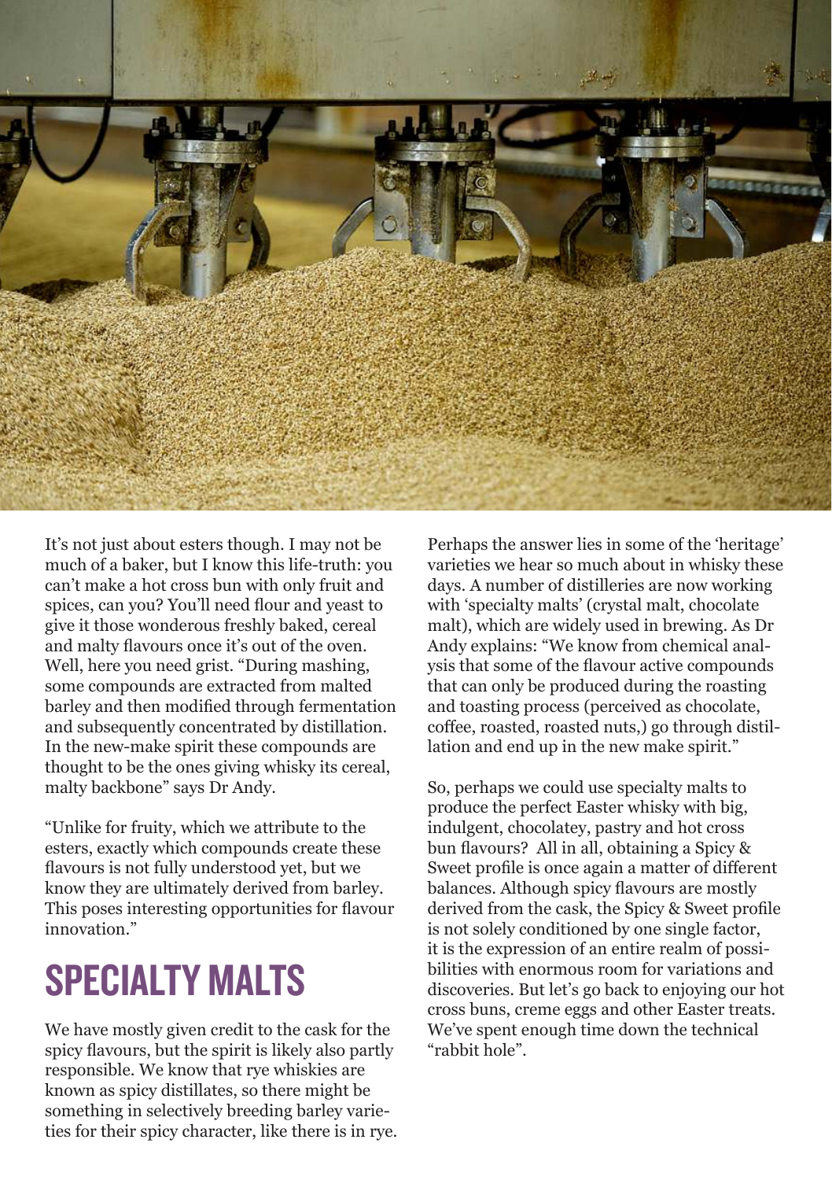It's not just about esters though. I may not be much of a baker, but I know this life-truth: you can't make a hot cross bun with only fruit and spices, can you? You'll need flour and yeast to give it those wonderous freshly baked, cereal and malty flavours once it's out of the oven. Well, here you need grist. "During mashing, some compounds are extracted from malted barley and then modified through fermentation and subsequently concentrated by distillation. In the new-make spirit these compounds are thought to be the ones giving whisky its cereal, malty backbone" says Dr Andy.

"Unlike for fruity, which we attribute to the esters, exactly which compounds create these flavours is not fully understood yet, but we know they are ultimately derived from barley. This poses interesting opportunities for flavour innovation."

## SPECIALTY MALTS

We have mostly given credit to the cask for the spicy flavours, but the spirit is likely also partly responsible. We know that rye whiskies are known as spicy distillates, so there might be something in selectively breeding barley varieties for their spicy character, like there is in rye.

Perhaps the answer lies in some of the 'heritage' varieties we hear so much about in whisky these days. A number of distilleries are now working with 'specialty malts' (crystal malt, chocolate malt), which are widely used in brewing. As Dr Andy explains: "We know from chemical analysis that some of the flavour active compounds that can only be produced during the roasting and toasting process (perceived as chocolate, coffee, roasted, roasted nuts,) go through distillation and end up in the new make spirit."

So, perhaps we could use specialty malts to produce the perfect Easter whisky with big, indulgent, chocolatey, pastry and hot cross bun flavours? All in all, obtaining a Spicy & Sweet profile is once again a matter of different balances. Although spicy flavours are mostly derived from the cask, the Spicy & Sweet profile is not solely conditioned by one single factor, it is the expression of an entire realm of possibilities with enormous room for variations and discoveries. But let's go back to enjoying our hot cross buns, creme eggs and other Easter treats. We've spent enough time down the technical "rabbit hole".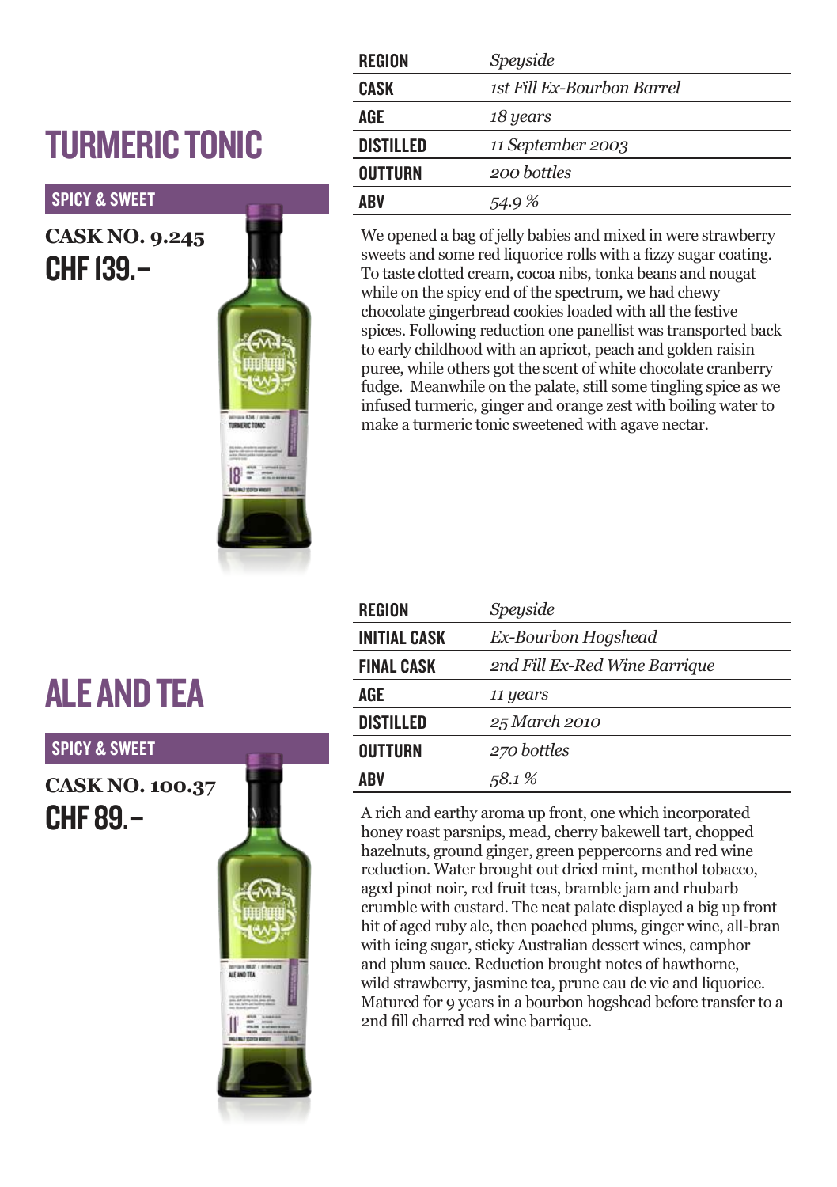## TURMERIC TONIC

**SPICY & SWEET**

**CASK NO. 9.245**

**CHF 139.–**

| REGION | *Speyside* |
|---|---|
| CASK | *1st Fill Ex-Bourbon Barrel* |
| AGE | *18 years* |
| DISTILLED | *11 September 2003* |
| OUTTURN | *200 bottles* |
| ABV | *54.9 %* |

We opened a bag of jelly babies and mixed in were strawberry sweets and some red liquorice rolls with a fizzy sugar coating. To taste clotted cream, cocoa nibs, tonka beans and nougat while on the spicy end of the spectrum, we had chewy chocolate gingerbread cookies loaded with all the festive spices. Following reduction one panellist was transported back to early childhood with an apricot, peach and golden raisin puree, while others got the scent of white chocolate cranberry fudge. Meanwhile on the palate, still some tingling spice as we infused turmeric, ginger and orange zest with boiling water to make a turmeric tonic sweetened with agave nectar.

## ALE AND TEA

**SPICY & SWEET**

**CASK NO. 100.37**

**CHF 89.–**

| REGION | *Speyside* |
|---|---|
| INITIAL CASK | *Ex-Bourbon Hogshead* |
| FINAL CASK | *2nd Fill Ex-Red Wine Barrique* |
| AGE | *11 years* |
| DISTILLED | *25 March 2010* |
| OUTTURN | *270 bottles* |
| ABV | *58.1 %* |

A rich and earthy aroma up front, one which incorporated honey roast parsnips, mead, cherry bakewell tart, chopped hazelnuts, ground ginger, green peppercorns and red wine reduction. Water brought out dried mint, menthol tobacco, aged pinot noir, red fruit teas, bramble jam and rhubarb crumble with custard. The neat palate displayed a big up front hit of aged ruby ale, then poached plums, ginger wine, all-bran with icing sugar, sticky Australian dessert wines, camphor and plum sauce. Reduction brought notes of hawthorne, wild strawberry, jasmine tea, prune eau de vie and liquorice. Matured for 9 years in a bourbon hogshead before transfer to a 2nd fill charred red wine barrique.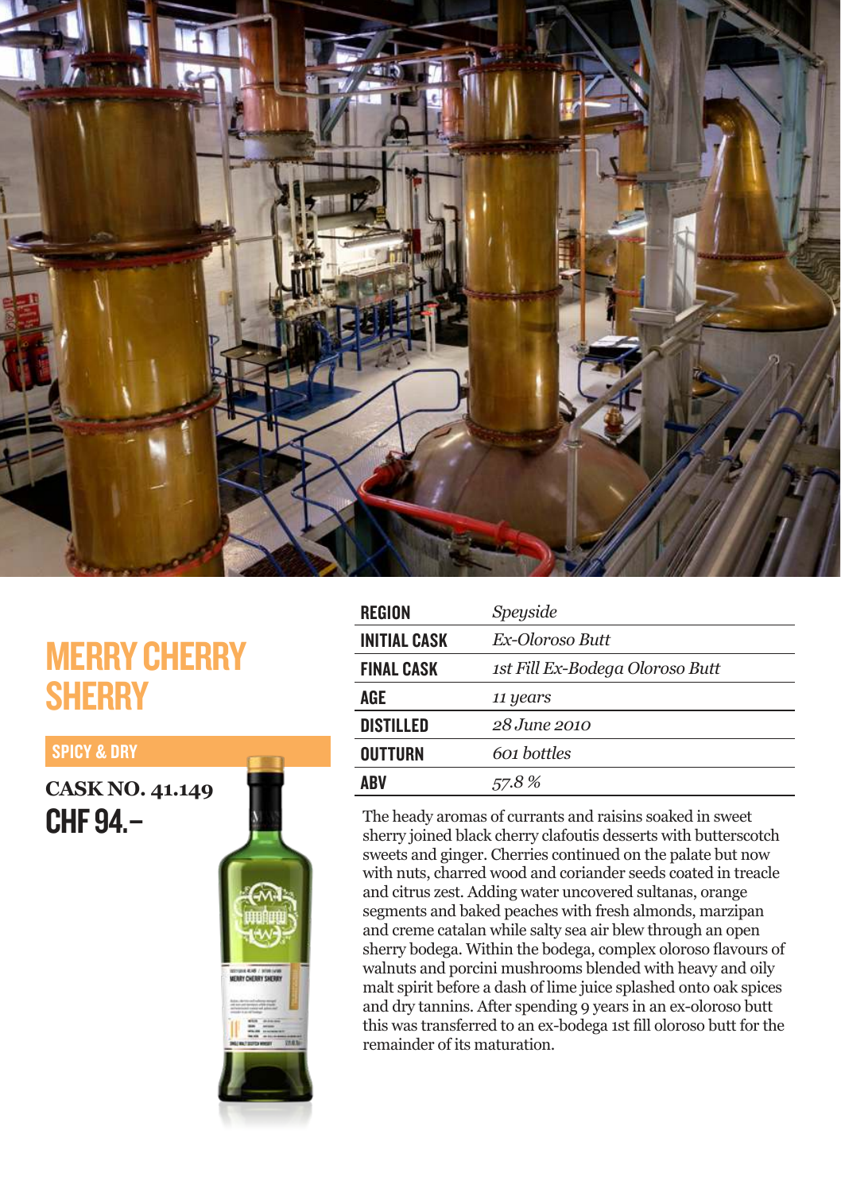# MERRY CHERRY SHERRY

SPICY & DRY

**CASK NO. 41.149**

**CHF 94.–**

| REGION | *Speyside* |
| --- | --- |
| INITIAL CASK | *Ex-Oloroso Butt* |
| FINAL CASK | *1st Fill Ex-Bodega Oloroso Butt* |
| AGE | *11 years* |
| DISTILLED | *28 June 2010* |
| OUTTURN | *601 bottles* |
| ABV | *57.8 %* |

The heady aromas of currants and raisins soaked in sweet sherry joined black cherry clafoutis desserts with butterscotch sweets and ginger. Cherries continued on the palate but now with nuts, charred wood and coriander seeds coated in treacle and citrus zest. Adding water uncovered sultanas, orange segments and baked peaches with fresh almonds, marzipan and creme catalan while salty sea air blew through an open sherry bodega. Within the bodega, complex oloroso flavours of walnuts and porcini mushrooms blended with heavy and oily malt spirit before a dash of lime juice splashed onto oak spices and dry tannins. After spending 9 years in an ex-oloroso butt this was transferred to an ex-bodega 1st fill oloroso butt for the remainder of its maturation.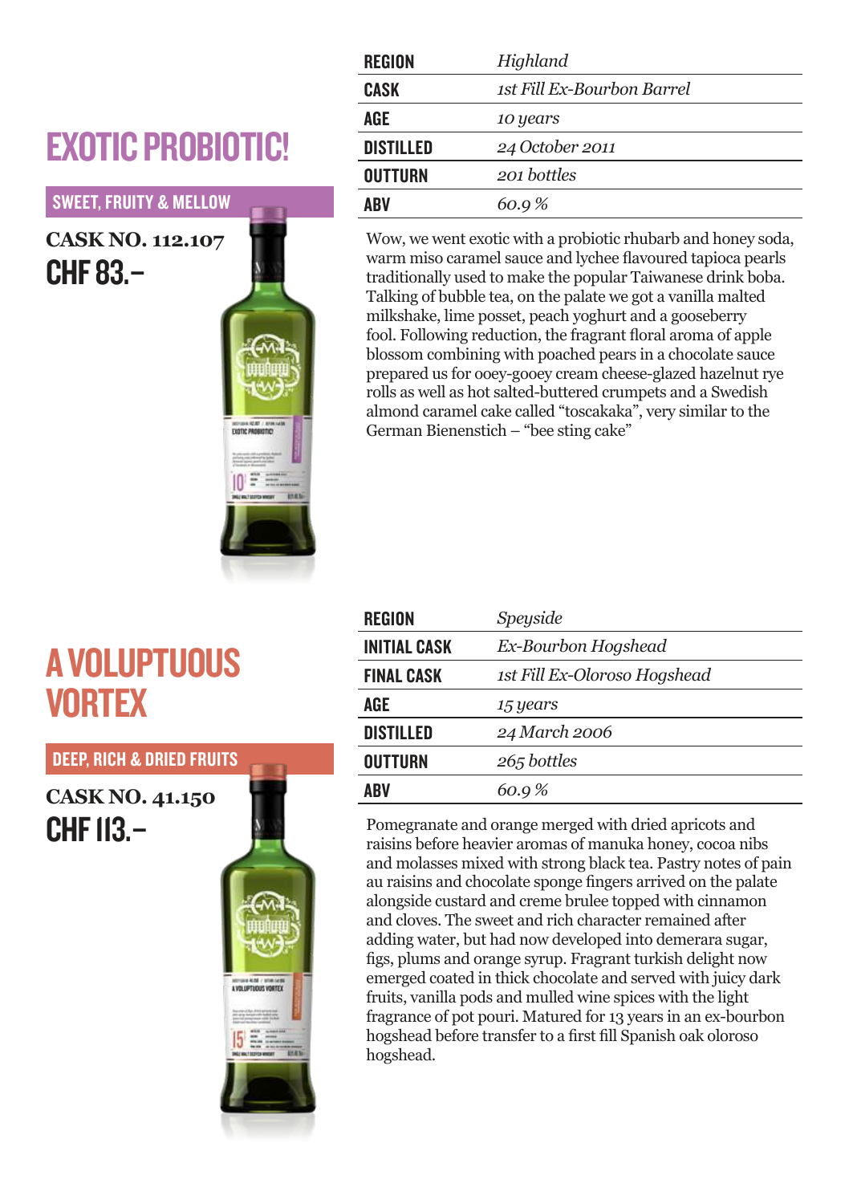## EXOTIC PROBIOTIC!

SWEET, FRUITY & MELLOW

**CASK NO. 112.107**

**CHF 83.–**

| | |
|---|---|
| **REGION** | *Highland* |
| **CASK** | *1st Fill Ex-Bourbon Barrel* |
| **AGE** | *10 years* |
| **DISTILLED** | *24 October 2011* |
| **OUTTURN** | *201 bottles* |
| **ABV** | *60.9 %* |

Wow, we went exotic with a probiotic rhubarb and honey soda, warm miso caramel sauce and lychee flavoured tapioca pearls traditionally used to make the popular Taiwanese drink boba. Talking of bubble tea, on the palate we got a vanilla malted milkshake, lime posset, peach yoghurt and a gooseberry fool. Following reduction, the fragrant floral aroma of apple blossom combining with poached pears in a chocolate sauce prepared us for ooey-gooey cream cheese-glazed hazelnut rye rolls as well as hot salted-buttered crumpets and a Swedish almond caramel cake called "toscakaka", very similar to the German Bienenstich – "bee sting cake"

## A VOLUPTUOUS VORTEX

DEEP, RICH & DRIED FRUITS

**CASK NO. 41.150**

**CHF 113.–**

| | |
|---|---|
| **REGION** | *Speyside* |
| **INITIAL CASK** | *Ex-Bourbon Hogshead* |
| **FINAL CASK** | *1st Fill Ex-Oloroso Hogshead* |
| **AGE** | *15 years* |
| **DISTILLED** | *24 March 2006* |
| **OUTTURN** | *265 bottles* |
| **ABV** | *60.9 %* |

Pomegranate and orange merged with dried apricots and raisins before heavier aromas of manuka honey, cocoa nibs and molasses mixed with strong black tea. Pastry notes of pain au raisins and chocolate sponge fingers arrived on the palate alongside custard and creme brulee topped with cinnamon and cloves. The sweet and rich character remained after adding water, but had now developed into demerara sugar, figs, plums and orange syrup. Fragrant turkish delight now emerged coated in thick chocolate and served with juicy dark fruits, vanilla pods and mulled wine spices with the light fragrance of pot pouri. Matured for 13 years in an ex-bourbon hogshead before transfer to a first fill Spanish oak oloroso hogshead.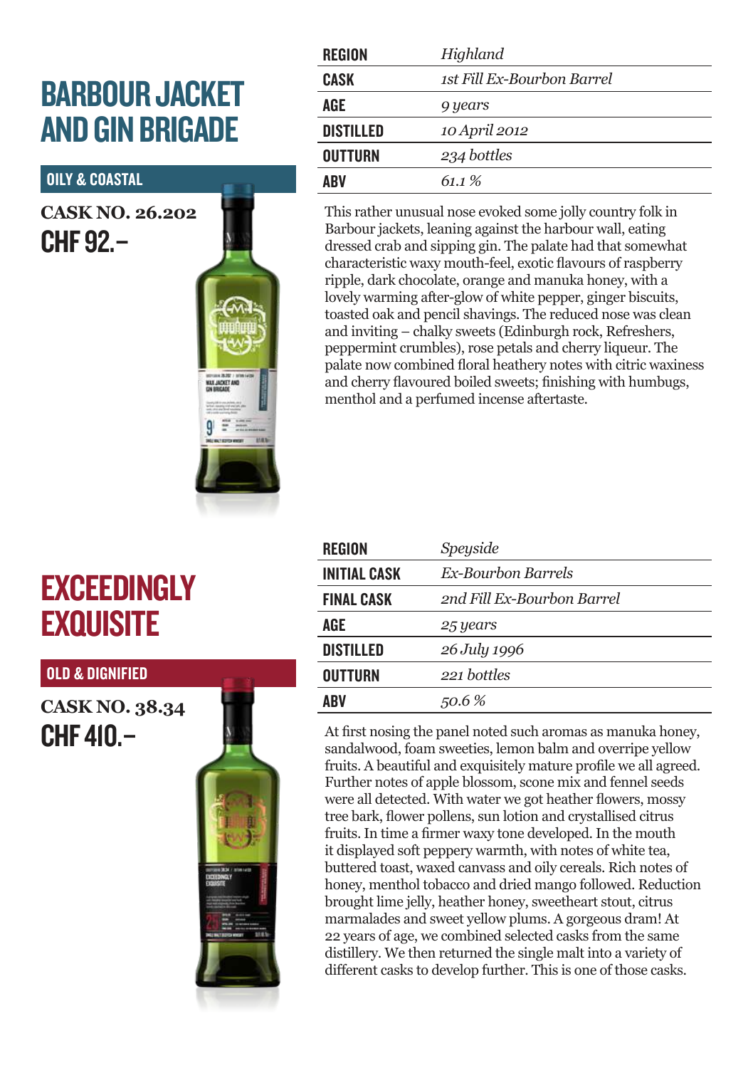## BARBOUR JACKET AND GIN BRIGADE

**OILY & COASTAL**

**CASK NO. 26.202**

**CHF 92.–**

| REGION | *Highland* |
|---|---|
| CASK | *1st Fill Ex-Bourbon Barrel* |
| AGE | *9 years* |
| DISTILLED | *10 April 2012* |
| OUTTURN | *234 bottles* |
| ABV | *61.1 %* |

This rather unusual nose evoked some jolly country folk in Barbour jackets, leaning against the harbour wall, eating dressed crab and sipping gin. The palate had that somewhat characteristic waxy mouth-feel, exotic flavours of raspberry ripple, dark chocolate, orange and manuka honey, with a lovely warming after-glow of white pepper, ginger biscuits, toasted oak and pencil shavings. The reduced nose was clean and inviting – chalky sweets (Edinburgh rock, Refreshers, peppermint crumbles), rose petals and cherry liqueur. The palate now combined floral heathery notes with citric waxiness and cherry flavoured boiled sweets; finishing with humbugs, menthol and a perfumed incense aftertaste.

## EXCEEDINGLY EXQUISITE

**OLD & DIGNIFIED**

**CASK NO. 38.34**

**CHF 410.–**

| REGION | *Speyside* |
|---|---|
| INITIAL CASK | *Ex-Bourbon Barrels* |
| FINAL CASK | *2nd Fill Ex-Bourbon Barrel* |
| AGE | *25 years* |
| DISTILLED | *26 July 1996* |
| OUTTURN | *221 bottles* |
| ABV | *50.6 %* |

At first nosing the panel noted such aromas as manuka honey, sandalwood, foam sweeties, lemon balm and overripe yellow fruits. A beautiful and exquisitely mature profile we all agreed. Further notes of apple blossom, scone mix and fennel seeds were all detected. With water we got heather flowers, mossy tree bark, flower pollens, sun lotion and crystallised citrus fruits. In time a firmer waxy tone developed. In the mouth it displayed soft peppery warmth, with notes of white tea, buttered toast, waxed canvass and oily cereals. Rich notes of honey, menthol tobacco and dried mango followed. Reduction brought lime jelly, heather honey, sweetheart stout, citrus marmalades and sweet yellow plums. A gorgeous dram! At 22 years of age, we combined selected casks from the same distillery. We then returned the single malt into a variety of different casks to develop further. This is one of those casks.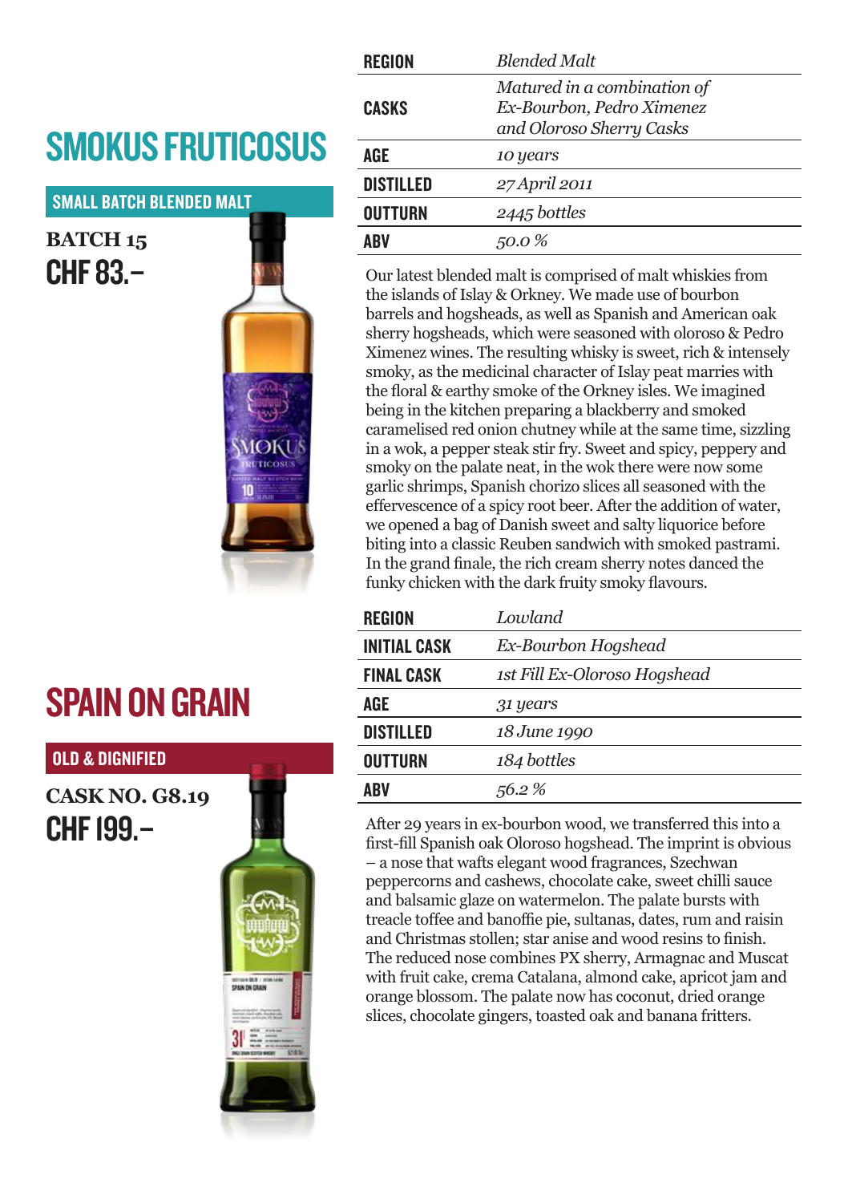## SMOKUS FRUTICOSUS

**SMALL BATCH BLENDED MALT**

**BATCH 15**

**CHF 83.–**

| | |
|---|---|
| **REGION** | *Blended Malt* |
| **CASKS** | *Matured in a combination of Ex-Bourbon, Pedro Ximenez and Oloroso Sherry Casks* |
| **AGE** | *10 years* |
| **DISTILLED** | *27 April 2011* |
| **OUTTURN** | *2445 bottles* |
| **ABV** | *50.0 %* |

Our latest blended malt is comprised of malt whiskies from the islands of Islay & Orkney. We made use of bourbon barrels and hogsheads, as well as Spanish and American oak sherry hogsheads, which were seasoned with oloroso & Pedro Ximenez wines. The resulting whisky is sweet, rich & intensely smoky, as the medicinal character of Islay peat marries with the floral & earthy smoke of the Orkney isles. We imagined being in the kitchen preparing a blackberry and smoked caramelised red onion chutney while at the same time, sizzling in a wok, a pepper steak stir fry. Sweet and spicy, peppery and smoky on the palate neat, in the wok there were now some garlic shrimps, Spanish chorizo slices all seasoned with the effervescence of a spicy root beer. After the addition of water, we opened a bag of Danish sweet and salty liquorice before biting into a classic Reuben sandwich with smoked pastrami. In the grand finale, the rich cream sherry notes danced the funky chicken with the dark fruity smoky flavours.

## SPAIN ON GRAIN

**OLD & DIGNIFIED**

**CASK NO. G8.19**

**CHF 199.–**

| | |
|---|---|
| **REGION** | *Lowland* |
| **INITIAL CASK** | *Ex-Bourbon Hogshead* |
| **FINAL CASK** | *1st Fill Ex-Oloroso Hogshead* |
| **AGE** | *31 years* |
| **DISTILLED** | *18 June 1990* |
| **OUTTURN** | *184 bottles* |
| **ABV** | *56.2 %* |

After 29 years in ex-bourbon wood, we transferred this into a first-fill Spanish oak Oloroso hogshead. The imprint is obvious – a nose that wafts elegant wood fragrances, Szechwan peppercorns and cashews, chocolate cake, sweet chilli sauce and balsamic glaze on watermelon. The palate bursts with treacle toffee and banoffie pie, sultanas, dates, rum and raisin and Christmas stollen; star anise and wood resins to finish. The reduced nose combines PX sherry, Armagnac and Muscat with fruit cake, crema Catalana, almond cake, apricot jam and orange blossom. The palate now has coconut, dried orange slices, chocolate gingers, toasted oak and banana fritters.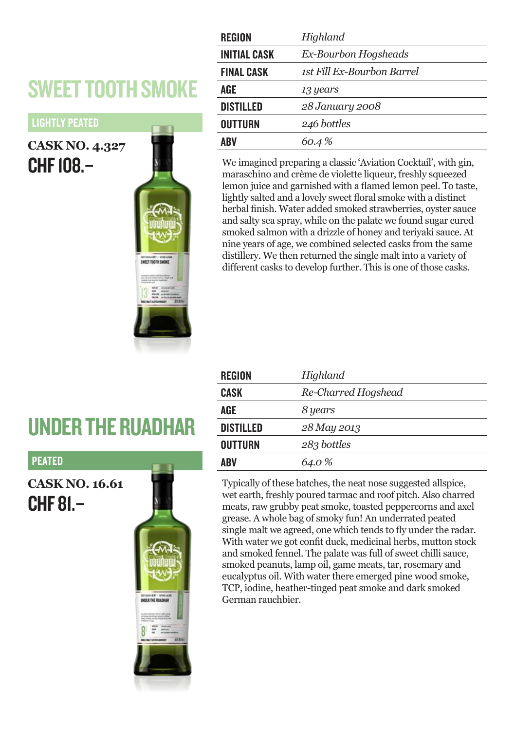## SWEET TOOTH SMOKE

**LIGHTLY PEATED**

**CASK NO. 4.327**

**CHF 108.–**

| | |
|---|---|
| **REGION** | *Highland* |
| **INITIAL CASK** | *Ex-Bourbon Hogsheads* |
| **FINAL CASK** | *1st Fill Ex-Bourbon Barrel* |
| **AGE** | *13 years* |
| **DISTILLED** | *28 January 2008* |
| **OUTTURN** | *246 bottles* |
| **ABV** | *60.4 %* |

We imagined preparing a classic 'Aviation Cocktail', with gin, maraschino and crème de violette liqueur, freshly squeezed lemon juice and garnished with a flamed lemon peel. To taste, lightly salted and a lovely sweet floral smoke with a distinct herbal finish. Water added smoked strawberries, oyster sauce and salty sea spray, while on the palate we found sugar cured smoked salmon with a drizzle of honey and teriyaki sauce. At nine years of age, we combined selected casks from the same distillery. We then returned the single malt into a variety of different casks to develop further. This is one of those casks.

## UNDER THE RUADHAR

**PEATED**

**CASK NO. 16.61**

**CHF 81.–**

| | |
|---|---|
| **REGION** | *Highland* |
| **CASK** | *Re-Charred Hogshead* |
| **AGE** | *8 years* |
| **DISTILLED** | *28 May 2013* |
| **OUTTURN** | *283 bottles* |
| **ABV** | *64.0 %* |

Typically of these batches, the neat nose suggested allspice, wet earth, freshly poured tarmac and roof pitch. Also charred meats, raw grubby peat smoke, toasted peppercorns and axel grease. A whole bag of smoky fun! An underrated peated single malt we agreed, one which tends to fly under the radar. With water we got confit duck, medicinal herbs, mutton stock and smoked fennel. The palate was full of sweet chilli sauce, smoked peanuts, lamp oil, game meats, tar, rosemary and eucalyptus oil. With water there emerged pine wood smoke, TCP, iodine, heather-tinged peat smoke and dark smoked German rauchbier.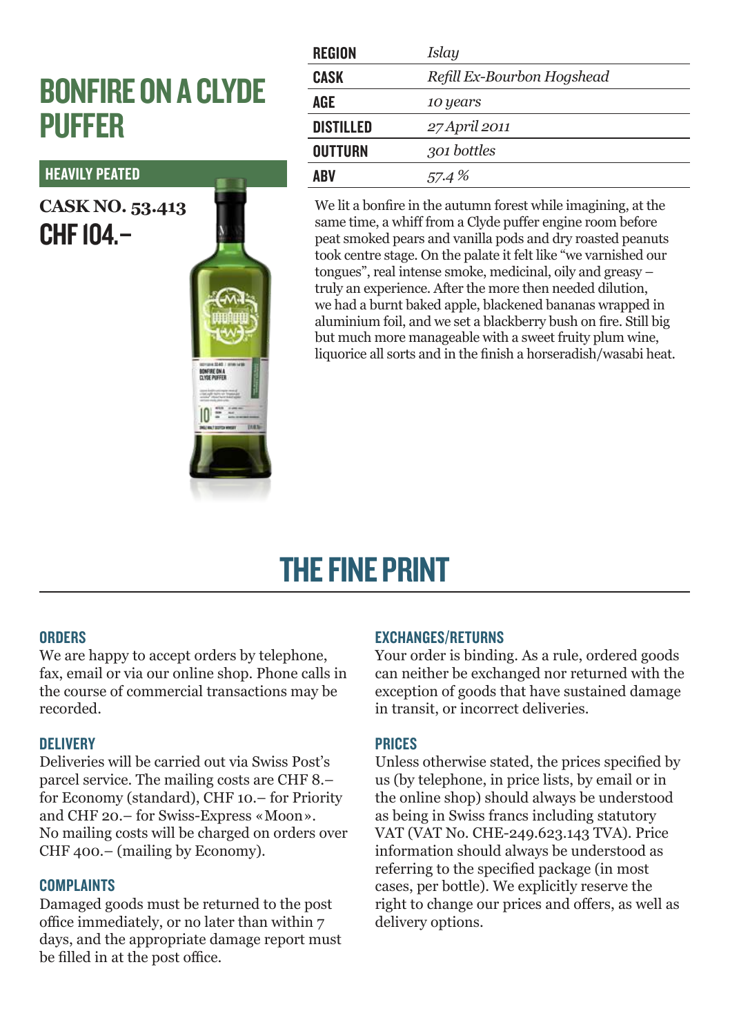# BONFIRE ON A CLYDE PUFFER

**HEAVILY PEATED**

**CASK NO. 53.413**

**CHF 104.–**

| | |
|---|---|
| **REGION** | *Islay* |
| **CASK** | *Refill Ex-Bourbon Hogshead* |
| **AGE** | *10 years* |
| **DISTILLED** | *27 April 2011* |
| **OUTTURN** | *301 bottles* |
| **ABV** | *57.4 %* |

We lit a bonfire in the autumn forest while imagining, at the same time, a whiff from a Clyde puffer engine room before peat smoked pears and vanilla pods and dry roasted peanuts took centre stage. On the palate it felt like "we varnished our tongues", real intense smoke, medicinal, oily and greasy – truly an experience. After the more then needed dilution, we had a burnt baked apple, blackened bananas wrapped in aluminium foil, and we set a blackberry bush on fire. Still big but much more manageable with a sweet fruity plum wine, liquorice all sorts and in the finish a horseradish/wasabi heat.

# THE FINE PRINT

### ORDERS

We are happy to accept orders by telephone, fax, email or via our online shop. Phone calls in the course of commercial transactions may be recorded.

### DELIVERY

Deliveries will be carried out via Swiss Post's parcel service. The mailing costs are CHF 8.– for Economy (standard), CHF 10.– for Priority and CHF 20.– for Swiss-Express «Moon». No mailing costs will be charged on orders over CHF 400.– (mailing by Economy).

### COMPLAINTS

Damaged goods must be returned to the post office immediately, or no later than within 7 days, and the appropriate damage report must be filled in at the post office.

### EXCHANGES/RETURNS

Your order is binding. As a rule, ordered goods can neither be exchanged nor returned with the exception of goods that have sustained damage in transit, or incorrect deliveries.

### PRICES

Unless otherwise stated, the prices specified by us (by telephone, in price lists, by email or in the online shop) should always be understood as being in Swiss francs including statutory VAT (VAT No. CHE-249.623.143 TVA). Price information should always be understood as referring to the specified package (in most cases, per bottle). We explicitly reserve the right to change our prices and offers, as well as delivery options.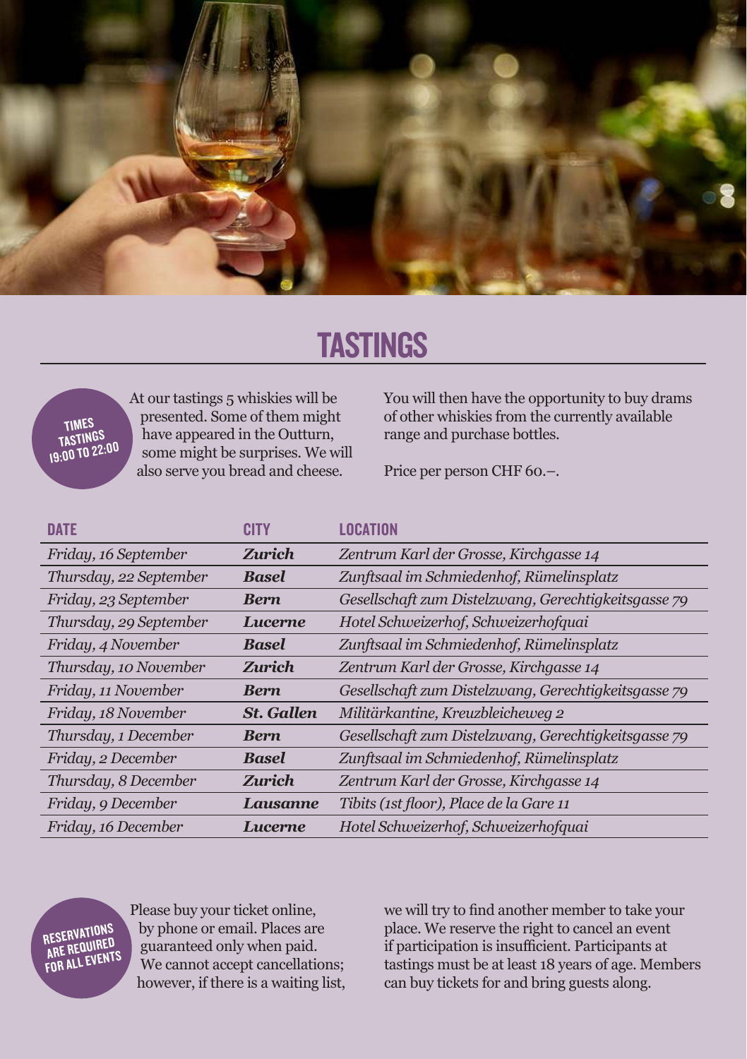# TASTINGS

**TIMES TASTINGS 19:00 TO 22:00**

At our tastings 5 whiskies will be presented. Some of them might have appeared in the Outturn, some might be surprises. We will also serve you bread and cheese.

You will then have the opportunity to buy drams of other whiskies from the currently available range and purchase bottles.

Price per person CHF 60.–.

| DATE | CITY | LOCATION |
|---|---|---|
| *Friday, 16 September* | ***Zurich*** | *Zentrum Karl der Grosse, Kirchgasse 14* |
| *Thursday, 22 September* | ***Basel*** | *Zunftsaal im Schmiedenhof, Rümelinsplatz* |
| *Friday, 23 September* | ***Bern*** | *Gesellschaft zum Distelzwang, Gerechtigkeitsgasse 79* |
| *Thursday, 29 September* | ***Lucerne*** | *Hotel Schweizerhof, Schweizerhofquai* |
| *Friday, 4 November* | ***Basel*** | *Zunftsaal im Schmiedenhof, Rümelinsplatz* |
| *Thursday, 10 November* | ***Zurich*** | *Zentrum Karl der Grosse, Kirchgasse 14* |
| *Friday, 11 November* | ***Bern*** | *Gesellschaft zum Distelzwang, Gerechtigkeitsgasse 79* |
| *Friday, 18 November* | ***St. Gallen*** | *Militärkantine, Kreuzbleicheweg 2* |
| *Thursday, 1 December* | ***Bern*** | *Gesellschaft zum Distelzwang, Gerechtigkeitsgasse 79* |
| *Friday, 2 December* | ***Basel*** | *Zunftsaal im Schmiedenhof, Rümelinsplatz* |
| *Thursday, 8 December* | ***Zurich*** | *Zentrum Karl der Grosse, Kirchgasse 14* |
| *Friday, 9 December* | ***Lausanne*** | *Tibits (1st floor), Place de la Gare 11* |
| *Friday, 16 December* | ***Lucerne*** | *Hotel Schweizerhof, Schweizerhofquai* |

**RESERVATIONS ARE REQUIRED FOR ALL EVENTS**

Please buy your ticket online, by phone or email. Places are guaranteed only when paid. We cannot accept cancellations; however, if there is a waiting list, we will try to find another member to take your place. We reserve the right to cancel an event if participation is insufficient. Participants at tastings must be at least 18 years of age. Members can buy tickets for and bring guests along.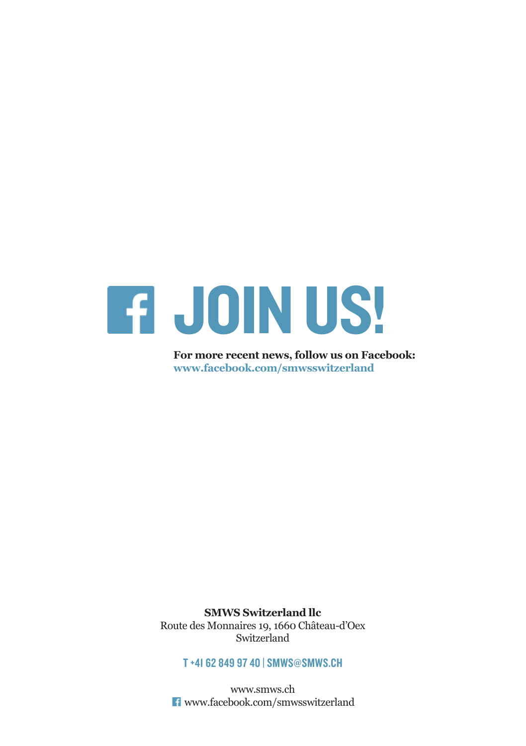# JOIN US!

**For more recent news, follow us on Facebook:**
**www.facebook.com/smwsswitzerland**

**SMWS Switzerland llc**
Route des Monnaires 19, 1660 Château-d'Oex
Switzerland

T +41 62 849 97 40 | SMWS@SMWS.CH

www.smws.ch
www.facebook.com/smwsswitzerland